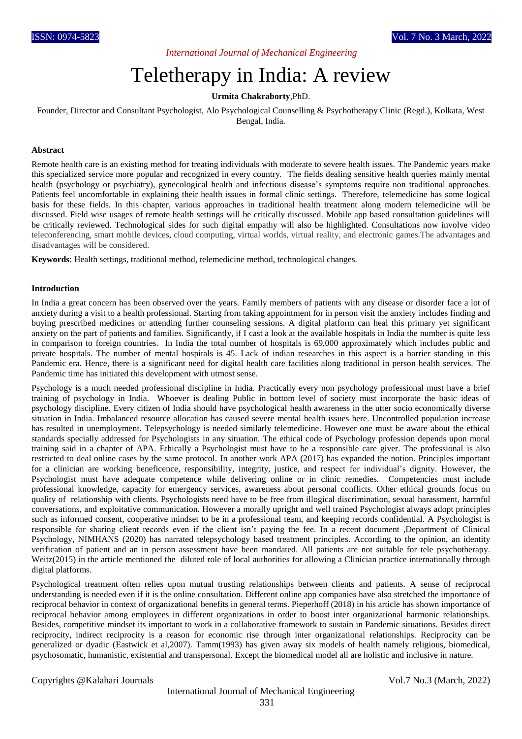# Teletherapy in India: A review

**Urmita Chakraborty**,PhD.

Founder, Director and Consultant Psychologist, Alo Psychological Counselling & Psychotherapy Clinic (Regd.), Kolkata, West Bengal, India.

### Abstract

Remote health care is an existing method for treating individuals with moderate to severe health issues. The Pandemic years make this specialized service more popular and recognized in every country. The fields dealing sensitive health queries mainly mental health (psychology or psychiatry), gynecological health and infectious disease's symptoms require non traditional approaches. Patients feel uncomfortable in explaining their health issues in formal clinic settings. Therefore, telemedicine has some logical basis for these fields. In this chapter, various approaches in traditional health treatment along modern telemedicine will be discussed. Field wise usages of remote health settings will be critically discussed. Mobile app based consultation guidelines will be critically reviewed. Technological sides for such digital empathy will also be highlighted. Consultations now involve video teleconferencing, smart mobile devices, cloud computing, virtual worlds, virtual reality, and electronic games.The advantages and disadvantages will be considered.

**Keywords**: Health settings, traditional method, telemedicine method, technological changes.

### Introduction

In India a great concern has been observed over the years. Family members of patients with any disease or disorder face a lot of anxiety during a visit to a health professional. Starting from taking appointment for in person visit the anxiety includes finding and buying prescribed medicines or attending further counseling sessions. A digital platform can heal this primary yet significant anxiety on the part of patients and families. Significantly, if I cast a look at the available hospitals in India the number is quite less in comparison to foreign countries. In India the total number of hospitals is 69,000 approximately which includes public and private hospitals. The number of mental hospitals is 45. Lack of indian researches in this aspect is a barrier standing in this Pandemic era. Hence, there is a significant need for digital health care facilities along traditional in person health services. The Pandemic time has initiated this development with utmost sense.

Psychology is a much needed professional discipline in India. Practically every non psychology professional must have a brief training of psychology in India. Whoever is dealing Public in bottom level of society must incorporate the basic ideas of psychology discipline. Every citizen of India should have psychological health awareness in the utter socio economically diverse situation in India. Imbalanced resource allocation has caused severe mental health issues here. Uncontrolled population increase has resulted in unemployment. Telepsychology is needed similarly telemedicine. However one must be aware about the ethical standards specially addressed for Psychologists in any situation. The ethical code of Psychology profession depends upon moral training said in a chapter of APA. Ethically a Psychologist must have to be a responsible care giver. The professional is also restricted to deal online cases by the same protocol. In another work APA (2017) has expanded the notion. Principles important for a clinician are working beneficence, responsibility, integrity, justice, and respect for individual's dignity. However, the Psychologist must have adequate competence while delivering online or in clinic remedies. Competencies must include professional knowledge, capacity for emergency services, awareness about personal conflicts. Other ethical grounds focus on quality of relationship with clients. Psychologists need have to be free from illogical discrimination, sexual harassment, harmful conversations, and exploitative communication. However a morally upright and well trained Psychologist always adopt principles such as informed consent, cooperative mindset to be in a professional team, and keeping records confidential. A Psychologist is responsible for sharing client records even if the client isn't paying the fee. In a recent document ,Department of Clinical Psychology, NIMHANS (2020) has narrated telepsychology based treatment principles. According to the opinion, an identity verification of patient and an in person assessment have been mandated. All patients are not suitable for tele psychotherapy. Weitz(2015) in the article mentioned the diluted role of local authorities for allowing a Clinician practice internationally through digital platforms.

Psychological treatment often relies upon mutual trusting relationships between clients and patients. A sense of reciprocal understanding is needed even if it is the online consultation. Different online app companies have also stretched the importance of reciprocal behavior in context of organizational benefits in general terms. Pieperhoff (2018) in his article has shown importance of reciprocal behavior among employees in different organizations in order to boost inter organizational harmonic relationships. Besides, competitive mindset its important to work in a collaborative framework to sustain in Pandemic situations. Besides direct reciprocity, indirect reciprocity is a reason for economic rise through inter organizational relationships. Reciprocity can be generalized or dyadic (Eastwick et al,2007). Tamm(1993) has given away six models of health namely religious, biomedical, psychosomatic, humanistic, existential and transpersonal. Except the biomedical model all are holistic and inclusive in nature.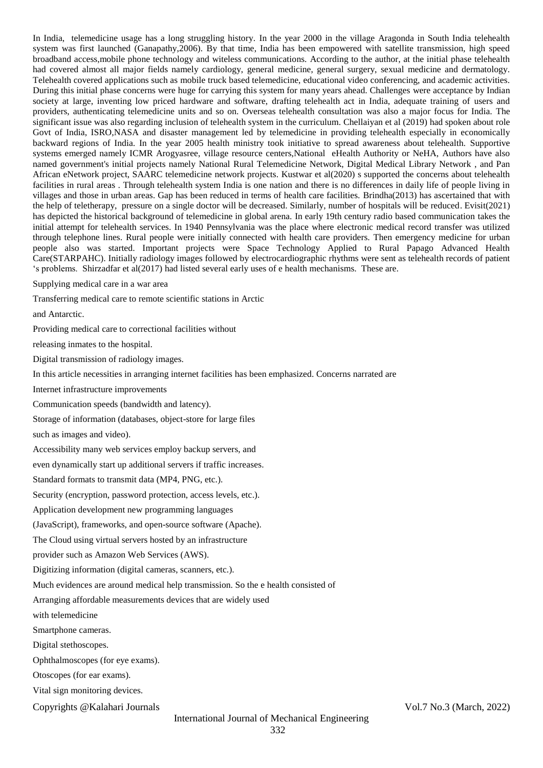In India, telemedicine usage has a long struggling history. In the year 2000 in the village Aragonda in South India telehealth system was first launched (Ganapathy,2006). By that time, India has been empowered with satellite transmission, high speed broadband access,mobile phone technology and witeless communications. According to the author, at the initial phase telehealth had covered almost all major fields namely cardiology, general medicine, general surgery, sexual medicine and dermatology. Telehealth covered applications such as mobile truck based telemedicine, educational video conferencing, and academic activities. During this initial phase concerns were huge for carrying this system for many years ahead. Challenges were acceptance by Indian society at large, inventing low priced hardware and software, drafting telehealth act in India, adequate training of users and providers, authenticating telemedicine units and so on. Overseas telehealth consultation was also a major focus for India. The significant issue was also regarding inclusion of telehealth system in the curriculum. Chellaiyan et al (2019) had spoken about role Govt of India, ISRO,NASA and disaster management led by telemedicine in providing telehealth especially in economically backward regions of India. In the year 2005 health ministry took initiative to spread awareness about telehealth. Supportive systems emerged namely ICMR Arogyasree, village resource centers,National eHealth Authority or NeHA, Authors have also named government's initial projects namely National Rural Telemedicine Network, Digital Medical Library Network , and Pan African eNetwork project, SAARC telemedicine network projects. Kustwar et al(2020) s supported the concerns about telehealth facilities in rural areas . Through telehealth system India is one nation and there is no differences in daily life of people living in villages and those in urban areas. Gap has been reduced in terms of health care facilities. Brindha(2013) has ascertained that with the help of teletherapy, pressure on a single doctor will be decreased. Similarly, number of hospitals will be reduced. Evisit(2021) has depicted the historical background of telemedicine in global arena. In early 19th century radio based communication takes the initial attempt for telehealth services. In 1940 Pennsylvania was the place where electronic medical record transfer was utilized through telephone lines. Rural people were initially connected with health care providers. Then emergency medicine for urban people also was started. Important projects were Space Technology Applied to Rural Papago Advanced Health Care(STARPAHC). Initially radiology images followed by electrocardiographic rhythms were sent as telehealth records of patient 's problems. Shirzadfar et al(2017) had listed several early uses of e health mechanisms. These are.

Supplying medical care in a war area

Transferring medical care to remote scientific stations in Arctic and Antarctic.

Providing medical care to correctional facilities without releasing inmates to the hospital.

Digital transmission of radiology images.

In this article necessities in arranging internet facilities has been emphasized. Concerns narrated are

Internet infrastructure improvements

Communication speeds (bandwidth and latency).

Storage of information (databases, object-store for large files such as images and video).

Accessibility many web services employ backup servers, and even dynamically start up additional servers if traffic increases.

Standard formats to transmit data (MP4, PNG, etc.).

Security (encryption, password protection, access levels, etc.).

Application development new programming languages (JavaScript), frameworks, and open-source software (Apache).

The Cloud using virtual servers hosted by an infrastructure provider such as Amazon Web Services (AWS).

Digitizing information (digital cameras, scanners, etc.).

Much evidences are around medical help transmission. So the e health consisted of

Arranging affordable measurements devices that are widely used with telemedicine

Smartphone cameras.

Digital stethoscopes.

Ophthalmoscopes (for eye exams).

Otoscopes (for ear exams).

Vital sign monitoring devices.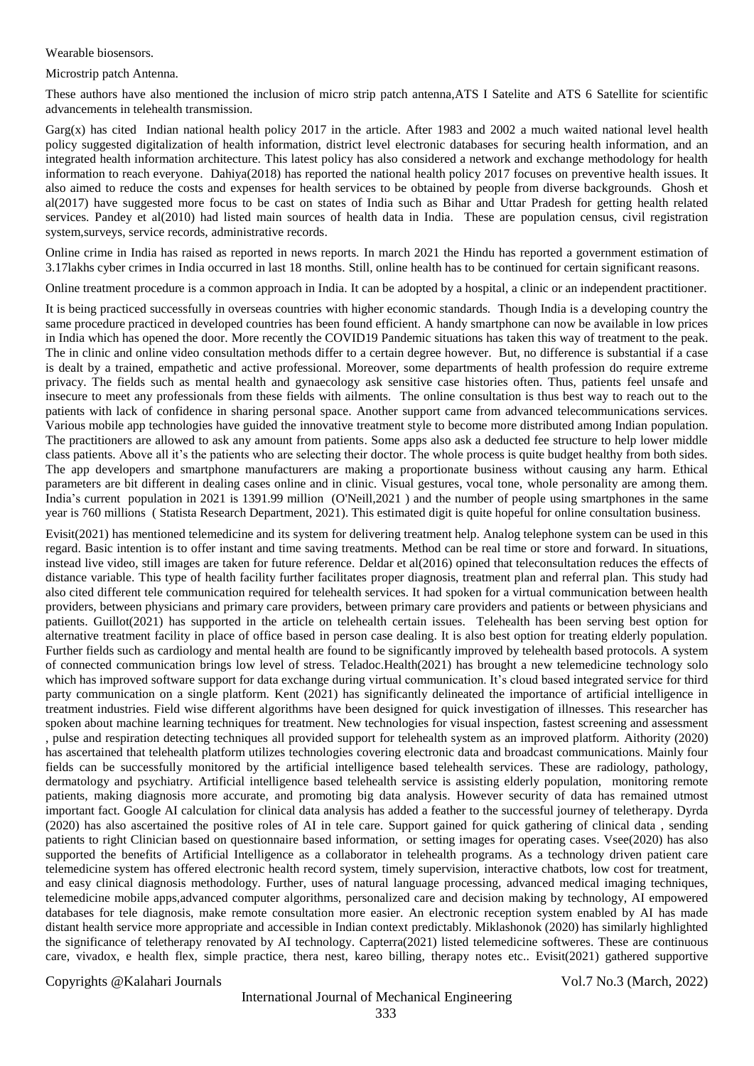Wearable biosensors.

Microstrip patch Antenna.

These authors have also mentioned the inclusion of micro strip patch antenna,ATS I Satelite and ATS 6 Satellite for scientific advancements in telehealth transmission.

Garg(x) has cited Indian national health policy 2017 in the article. After 1983 and 2002 a much waited national level health policy suggested digitalization of health information, district level electronic databases for securing health information, and an integrated health information architecture. This latest policy has also considered a network and exchange methodology for health information to reach everyone. Dahiya(2018) has reported the national health policy 2017 focuses on preventive health issues. It also aimed to reduce the costs and expenses for health services to be obtained by people from diverse backgrounds. Ghosh et al(2017) have suggested more focus to be cast on states of India such as Bihar and Uttar Pradesh for getting health related services. Pandey et al(2010) had listed main sources of health data in India. These are population census, civil registration system,surveys, service records, administrative records.

Online crime in India has raised as reported in news reports. In march 2021 the Hindu has reported a government estimation of 3.17lakhs cyber crimes in India occurred in last 18 months. Still, online health has to be continued for certain significant reasons.

Online treatment procedure is a common approach in India. It can be adopted by a hospital, a clinic or an independent practitioner.

It is being practiced successfully in overseas countries with higher economic standards. Though India is a developing country the same procedure practiced in developed countries has been found efficient. A handy smartphone can now be available in low prices in India which has opened the door. More recently the COVID19 Pandemic situations has taken this way of treatment to the peak. The in clinic and online video consultation methods differ to a certain degree however. But, no difference is substantial if a case is dealt by a trained, empathetic and active professional. Moreover, some departments of health profession do require extreme privacy. The fields such as mental health and gynaecology ask sensitive case histories often. Thus, patients feel unsafe and insecure to meet any professionals from these fields with ailments. The online consultation is thus best way to reach out to the patients with lack of confidence in sharing personal space. Another support came from advanced telecommunications services. Various mobile app technologies have guided the innovative treatment style to become more distributed among Indian population. The practitioners are allowed to ask any amount from patients. Some apps also ask a deducted fee structure to help lower middle class patients. Above all it's the patients who are selecting their doctor. The whole process is quite budget healthy from both sides. The app developers and smartphone manufacturers are making a proportionate business without causing any harm. Ethical parameters are bit different in dealing cases online and in clinic. Visual gestures, vocal tone, whole personality are among them. India's current population in 2021 is 1391.99 million (O'Neill,2021 ) and the number of people using smartphones in the same year is 760 millions ( Statista Research Department, 2021). This estimated digit is quite hopeful for online consultation business.

Evisit(2021) has mentioned telemedicine and its system for delivering treatment help. Analog telephone system can be used in this regard. Basic intention is to offer instant and time saving treatments. Method can be real time or store and forward. In situations, instead live video, still images are taken for future reference. Deldar et al(2016) opined that teleconsultation reduces the effects of distance variable. This type of health facility further facilitates proper diagnosis, treatment plan and referral plan. This study had also cited different tele communication required for telehealth services. It had spoken for a virtual communication between health providers, between physicians and primary care providers, between primary care providers and patients or between physicians and patients. Guillot(2021) has supported in the article on telehealth certain issues. Telehealth has been serving best option for alternative treatment facility in place of office based in person case dealing. It is also best option for treating elderly population. Further fields such as cardiology and mental health are found to be significantly improved by telehealth based protocols. A system of connected communication brings low level of stress. Teladoc.Health(2021) has brought a new telemedicine technology solo which has improved software support for data exchange during virtual communication. It's cloud based integrated service for third party communication on a single platform. Kent (2021) has significantly delineated the importance of artificial intelligence in treatment industries. Field wise different algorithms have been designed for quick investigation of illnesses. This researcher has spoken about machine learning techniques for treatment. New technologies for visual inspection, fastest screening and assessment , pulse and respiration detecting techniques all provided support for telehealth system as an improved platform. Aithority (2020) has ascertained that telehealth platform utilizes technologies covering electronic data and broadcast communications. Mainly four fields can be successfully monitored by the artificial intelligence based telehealth services. These are radiology, pathology, dermatology and psychiatry. Artificial intelligence based telehealth service is assisting elderly population, monitoring remote patients, making diagnosis more accurate, and promoting big data analysis. However security of data has remained utmost important fact. Google AI calculation for clinical data analysis has added a feather to the successful journey of teletherapy. Dyrda (2020) has also ascertained the positive roles of AI in tele care. Support gained for quick gathering of clinical data , sending patients to right Clinician based on questionnaire based information, or setting images for operating cases. Vsee(2020) has also supported the benefits of Artificial Intelligence as a collaborator in telehealth programs. As a technology driven patient care telemedicine system has offered electronic health record system, timely supervision, interactive chatbots, low cost for treatment, and easy clinical diagnosis methodology. Further, uses of natural language processing, advanced medical imaging techniques, telemedicine mobile apps,advanced computer algorithms, personalized care and decision making by technology, AI empowered databases for tele diagnosis, make remote consultation more easier. An electronic reception system enabled by AI has made distant health service more appropriate and accessible in Indian context predictably. Miklashonok (2020) has similarly highlighted the significance of teletherapy renovated by AI technology. Capterra(2021) listed telemedicine softweres. These are continuous care, vivadox, e health flex, simple practice, thera nest, kareo billing, therapy notes etc.. Evisit(2021) gathered supportive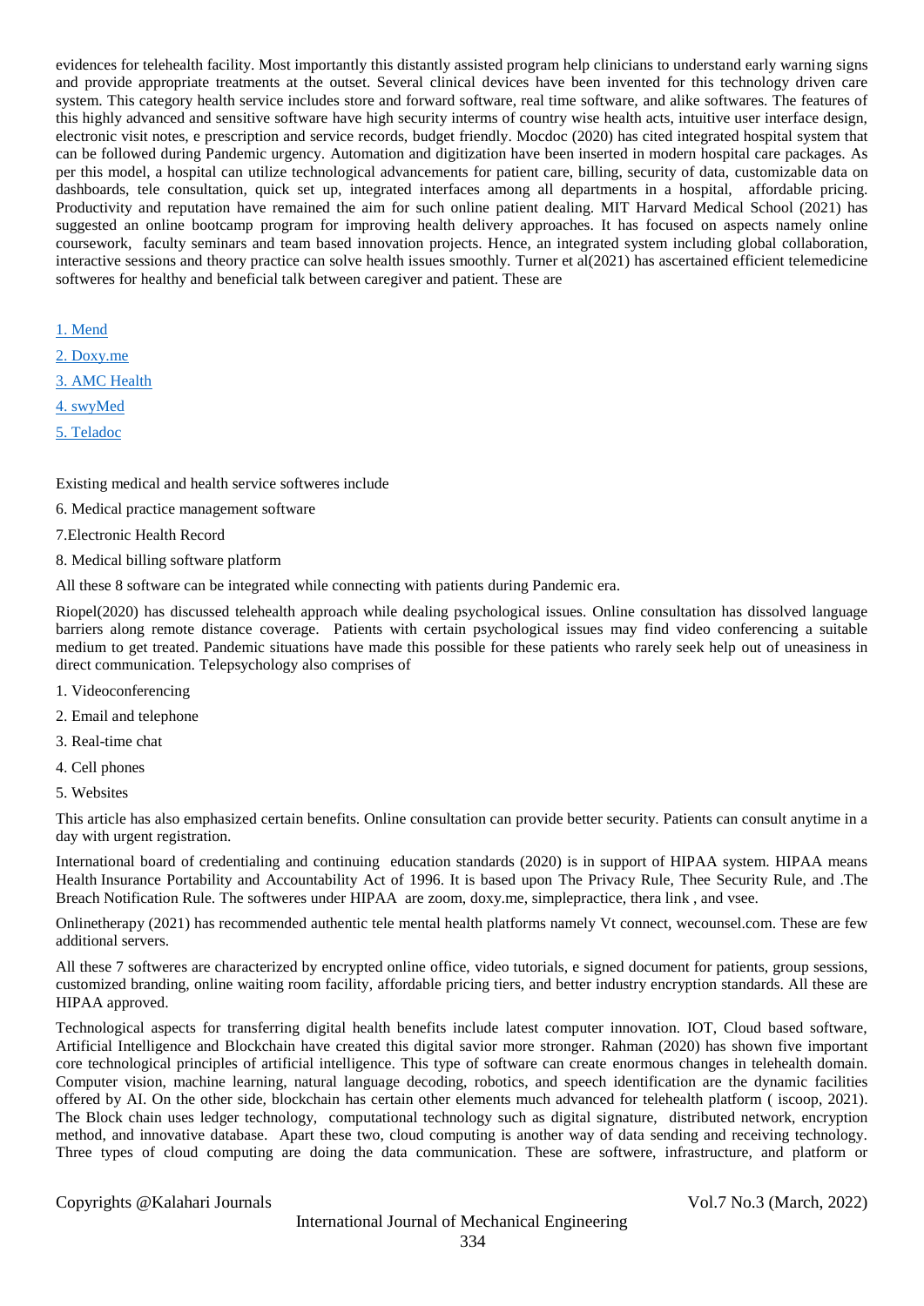evidences for telehealth facility. Most importantly this distantly assisted program help clinicians to understand early warning signs and provide appropriate treatments at the outset. Several clinical devices have been invented for this technology driven care system. This category health service includes store and forward software, real time software, and alike softwares. The features of this highly advanced and sensitive software have high security interms of country wise health acts, intuitive user interface design, electronic visit notes, e prescription and service records, budget friendly. Mocdoc (2020) has cited integrated hospital system that can be followed during Pandemic urgency. Automation and digitization have been inserted in modern hospital care packages. As per this model, a hospital can utilize technological advancements for patient care, billing, security of data, customizable data on dashboards, tele consultation, quick set up, integrated interfaces among all departments in a hospital, affordable pricing. Productivity and reputation have remained the aim for such online patient dealing. MIT Harvard Medical School (2021) has suggested an online bootcamp program for improving health delivery approaches. It has focused on aspects namely online coursework, faculty seminars and team based innovation projects. Hence, an integrated system including global collaboration, interactive sessions and theory practice can solve health issues smoothly. Turner et al(2021) has ascertained efficient telemedicine softweres for healthy and beneficial talk between caregiver and patient. These are

1. Mend
2. Doxy.me
3. AMC Health
4. swyMed
5. Teladoc

Existing medical and health service softweres include

6. Medical practice management software
7. Electronic Health Record
8. Medical billing software platform

All these 8 software can be integrated while connecting with patients during Pandemic era.

Riopel(2020) has discussed telehealth approach while dealing psychological issues. Online consultation has dissolved language barriers along remote distance coverage. Patients with certain psychological issues may find video conferencing a suitable medium to get treated. Pandemic situations have made this possible for these patients who rarely seek help out of uneasiness in direct communication. Telepsychology also comprises of

1. Videoconferencing
2. Email and telephone
3. Real-time chat
4. Cell phones
5. Websites

This article has also emphasized certain benefits. Online consultation can provide better security. Patients can consult anytime in a day with urgent registration.

International board of credentialing and continuing education standards (2020) is in support of HIPAA system. HIPAA means Health Insurance Portability and Accountability Act of 1996. It is based upon The Privacy Rule, Thee Security Rule, and .The Breach Notification Rule. The softweres under HIPAA are zoom, doxy.me, simplepractice, thera link , and vsee.

Onlinetherapy (2021) has recommended authentic tele mental health platforms namely Vt connect, wecounsel.com. These are few additional servers.

All these 7 softweres are characterized by encrypted online office, video tutorials, e signed document for patients, group sessions, customized branding, online waiting room facility, affordable pricing tiers, and better industry encryption standards. All these are HIPAA approved.

Technological aspects for transferring digital health benefits include latest computer innovation. IOT, Cloud based software, Artificial Intelligence and Blockchain have created this digital savior more stronger. Rahman (2020) has shown five important core technological principles of artificial intelligence. This type of software can create enormous changes in telehealth domain. Computer vision, machine learning, natural language decoding, robotics, and speech identification are the dynamic facilities offered by AI. On the other side, blockchain has certain other elements much advanced for telehealth platform ( iscoop, 2021). The Block chain uses ledger technology, computational technology such as digital signature, distributed network, encryption method, and innovative database. Apart these two, cloud computing is another way of data sending and receiving technology. Three types of cloud computing are doing the data communication. These are softwere, infrastructure, and platform or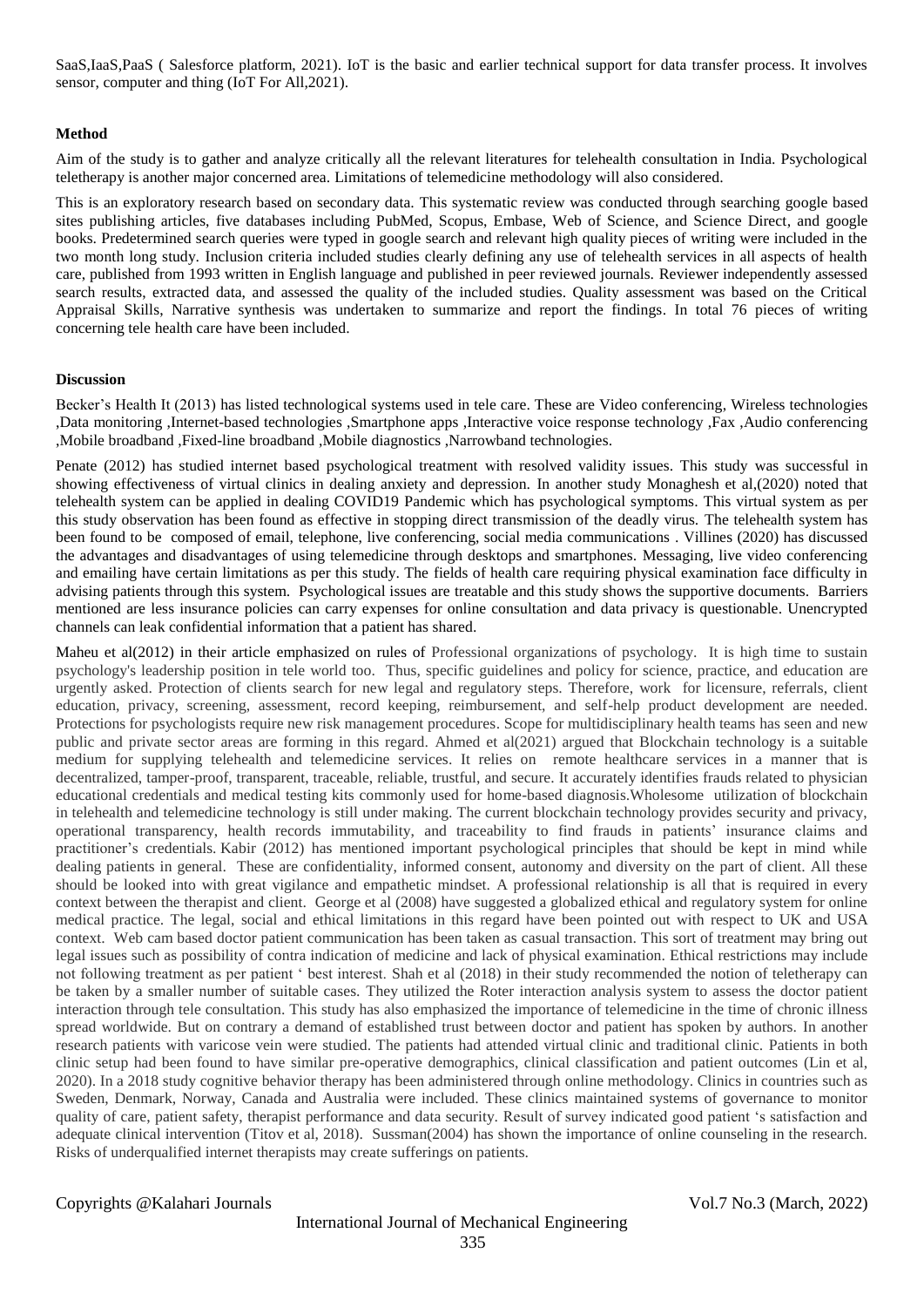SaaS,IaaS,PaaS ( Salesforce platform, 2021). IoT is the basic and earlier technical support for data transfer process. It involves sensor, computer and thing (IoT For All,2021).

**Method**

Aim of the study is to gather and analyze critically all the relevant literatures for telehealth consultation in India. Psychological teletherapy is another major concerned area. Limitations of telemedicine methodology will also considered.

This is an exploratory research based on secondary data. This systematic review was conducted through searching google based sites publishing articles, five databases including PubMed, Scopus, Embase, Web of Science, and Science Direct, and google books. Predetermined search queries were typed in google search and relevant high quality pieces of writing were included in the two month long study. Inclusion criteria included studies clearly defining any use of telehealth services in all aspects of health care, published from 1993 written in English language and published in peer reviewed journals. Reviewer independently assessed search results, extracted data, and assessed the quality of the included studies. Quality assessment was based on the Critical Appraisal Skills, Narrative synthesis was undertaken to summarize and report the findings. In total 76 pieces of writing concerning tele health care have been included.

**Discussion**

Becker's Health It (2013) has listed technological systems used in tele care. These are Video conferencing, Wireless technologies ,Data monitoring ,Internet-based technologies ,Smartphone apps ,Interactive voice response technology ,Fax ,Audio conferencing ,Mobile broadband ,Fixed-line broadband ,Mobile diagnostics ,Narrowband technologies.

Penate (2012) has studied internet based psychological treatment with resolved validity issues. This study was successful in showing effectiveness of virtual clinics in dealing anxiety and depression. In another study Monaghesh et al,(2020) noted that telehealth system can be applied in dealing COVID19 Pandemic which has psychological symptoms. This virtual system as per this study observation has been found as effective in stopping direct transmission of the deadly virus. The telehealth system has been found to be composed of email, telephone, live conferencing, social media communications . Villines (2020) has discussed the advantages and disadvantages of using telemedicine through desktops and smartphones. Messaging, live video conferencing and emailing have certain limitations as per this study. The fields of health care requiring physical examination face difficulty in advising patients through this system. Psychological issues are treatable and this study shows the supportive documents. Barriers mentioned are less insurance policies can carry expenses for online consultation and data privacy is questionable. Unencrypted channels can leak confidential information that a patient has shared.

Maheu et al(2012) in their article emphasized on rules of Professional organizations of psychology. It is high time to sustain psychology's leadership position in tele world too. Thus, specific guidelines and policy for science, practice, and education are urgently asked. Protection of clients search for new legal and regulatory steps. Therefore, work for licensure, referrals, client education, privacy, screening, assessment, record keeping, reimbursement, and self-help product development are needed. Protections for psychologists require new risk management procedures. Scope for multidisciplinary health teams has seen and new public and private sector areas are forming in this regard. Ahmed et al(2021) argued that Blockchain technology is a suitable medium for supplying telehealth and telemedicine services. It relies on remote healthcare services in a manner that is decentralized, tamper-proof, transparent, traceable, reliable, trustful, and secure. It accurately identifies frauds related to physician educational credentials and medical testing kits commonly used for home-based diagnosis.Wholesome utilization of blockchain in telehealth and telemedicine technology is still under making. The current blockchain technology provides security and privacy, operational transparency, health records immutability, and traceability to find frauds in patients' insurance claims and practitioner's credentials. Kabir (2012) has mentioned important psychological principles that should be kept in mind while dealing patients in general. These are confidentiality, informed consent, autonomy and diversity on the part of client. All these should be looked into with great vigilance and empathetic mindset. A professional relationship is all that is required in every context between the therapist and client. George et al (2008) have suggested a globalized ethical and regulatory system for online medical practice. The legal, social and ethical limitations in this regard have been pointed out with respect to UK and USA context. Web cam based doctor patient communication has been taken as casual transaction. This sort of treatment may bring out legal issues such as possibility of contra indication of medicine and lack of physical examination. Ethical restrictions may include not following treatment as per patient ' best interest. Shah et al (2018) in their study recommended the notion of teletherapy can be taken by a smaller number of suitable cases. They utilized the Roter interaction analysis system to assess the doctor patient interaction through tele consultation. This study has also emphasized the importance of telemedicine in the time of chronic illness spread worldwide. But on contrary a demand of established trust between doctor and patient has spoken by authors. In another research patients with varicose vein were studied. The patients had attended virtual clinic and traditional clinic. Patients in both clinic setup had been found to have similar pre-operative demographics, clinical classification and patient outcomes (Lin et al, 2020). In a 2018 study cognitive behavior therapy has been administered through online methodology. Clinics in countries such as Sweden, Denmark, Norway, Canada and Australia were included. These clinics maintained systems of governance to monitor quality of care, patient safety, therapist performance and data security. Result of survey indicated good patient 's satisfaction and adequate clinical intervention (Titov et al, 2018). Sussman(2004) has shown the importance of online counseling in the research. Risks of underqualified internet therapists may create sufferings on patients.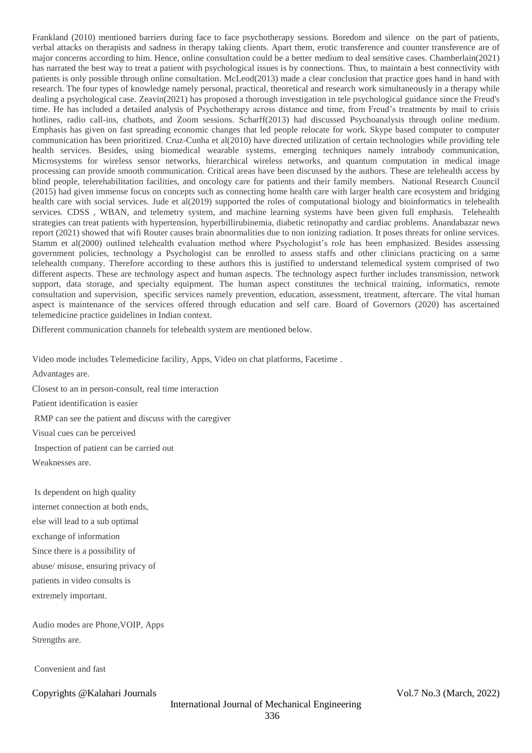Frankland (2010) mentioned barriers during face to face psychotherapy sessions. Boredom and silence on the part of patients, verbal attacks on therapists and sadness in therapy taking clients. Apart them, erotic transference and counter transference are of major concerns according to him. Hence, online consultation could be a better medium to deal sensitive cases. Chamberlain(2021) has narrated the best way to treat a patient with psychological issues is by connections. Thus, to maintain a best connectivity with patients is only possible through online consultation. McLeod(2013) made a clear conclusion that practice goes hand in hand with research. The four types of knowledge namely personal, practical, theoretical and research work simultaneously in a therapy while dealing a psychological case. Zeavin(2021) has proposed a thorough investigation in tele psychological guidance since the Freud's time. He has included a detailed analysis of Psychotherapy across distance and time, from Freud's treatments by mail to crisis hotlines, radio call-ins, chatbots, and Zoom sessions. Scharff(2013) had discussed Psychoanalysis through online medium. Emphasis has given on fast spreading economic changes that led people relocate for work. Skype based computer to computer communication has been prioritized. Cruz-Cunha et al(2010) have directed utilization of certain technologies while providing tele health services. Besides, using biomedical wearable systems, emerging techniques namely intrabody communication, Microsystems for wireless sensor networks, hierarchical wireless networks, and quantum computation in medical image processing can provide smooth communication. Critical areas have been discussed by the authors. These are telehealth access by blind people, telerehabilitation facilities, and oncology care for patients and their family members. National Research Council (2015) had given immense focus on concepts such as connecting home health care with larger health care ecosystem and bridging health care with social services. Jude et al(2019) supported the roles of computational biology and bioinformatics in telehealth services. CDSS , WBAN, and telemetry system, and machine learning systems have been given full emphasis. Telehealth strategies can treat patients with hypertension, hyperbillirubinemia, diabetic retinopathy and cardiac problems. Anandabazar news report (2021) showed that wifi Router causes brain abnormalities due to non ionizing radiation. It poses threats for online services. Stamm et al(2000) outlined telehealth evaluation method where Psychologist's role has been emphasized. Besides assessing government policies, technology a Psychologist can be enrolled to assess staffs and other clinicians practicing on a same telehealth company. Therefore according to these authors this is justified to understand telemedical system comprised of two different aspects. These are technology aspect and human aspects. The technology aspect further includes transmission, network support, data storage, and specialty equipment. The human aspect constitutes the technical training, informatics, remote consultation and supervision, specific services namely prevention, education, assessment, treatment, aftercare. The vital human aspect is maintenance of the services offered through education and self care. Board of Governors (2020) has ascertained telemedicine practice guidelines in Indian context.

Different communication channels for telehealth system are mentioned below.

Video mode includes Telemedicine facility, Apps, Video on chat platforms, Facetime .

Advantages are.

Closest to an in person-consult, real time interaction

Patient identification is easier

RMP can see the patient and discuss with the caregiver

Visual cues can be perceived

Inspection of patient can be carried out

Weaknesses are.

Is dependent on high quality internet connection at both ends, else will lead to a sub optimal exchange of information

Since there is a possibility of abuse/ misuse, ensuring privacy of patients in video consults is extremely important.

Audio modes are Phone,VOIP, Apps

Strengths are.

Convenient and fast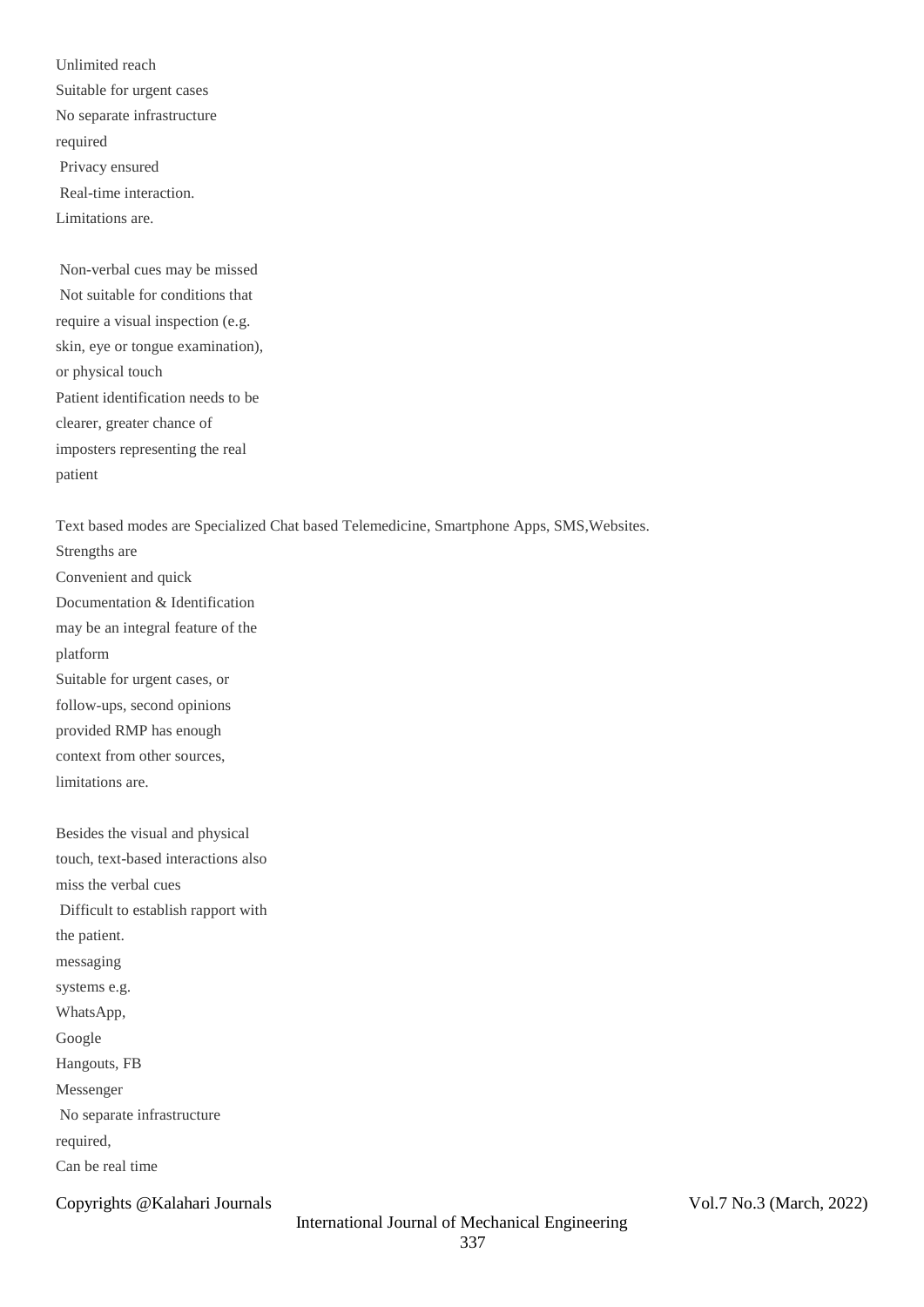Unlimited reach

Suitable for urgent cases

No separate infrastructure required

Privacy ensured

Real-time interaction.

Limitations are.

Non-verbal cues may be missed

Not suitable for conditions that require a visual inspection (e.g. skin, eye or tongue examination), or physical touch

Patient identification needs to be clearer, greater chance of imposters representing the real patient

Text based modes are Specialized Chat based Telemedicine, Smartphone Apps, SMS,Websites.

Strengths are

Convenient and quick

Documentation & Identification may be an integral feature of the platform

Suitable for urgent cases, or follow-ups, second opinions provided RMP has enough context from other sources,

limitations are.

Besides the visual and physical touch, text-based interactions also miss the verbal cues

Difficult to establish rapport with the patient.

messaging systems e.g. WhatsApp, Google Hangouts, FB Messenger

No separate infrastructure required,

Can be real time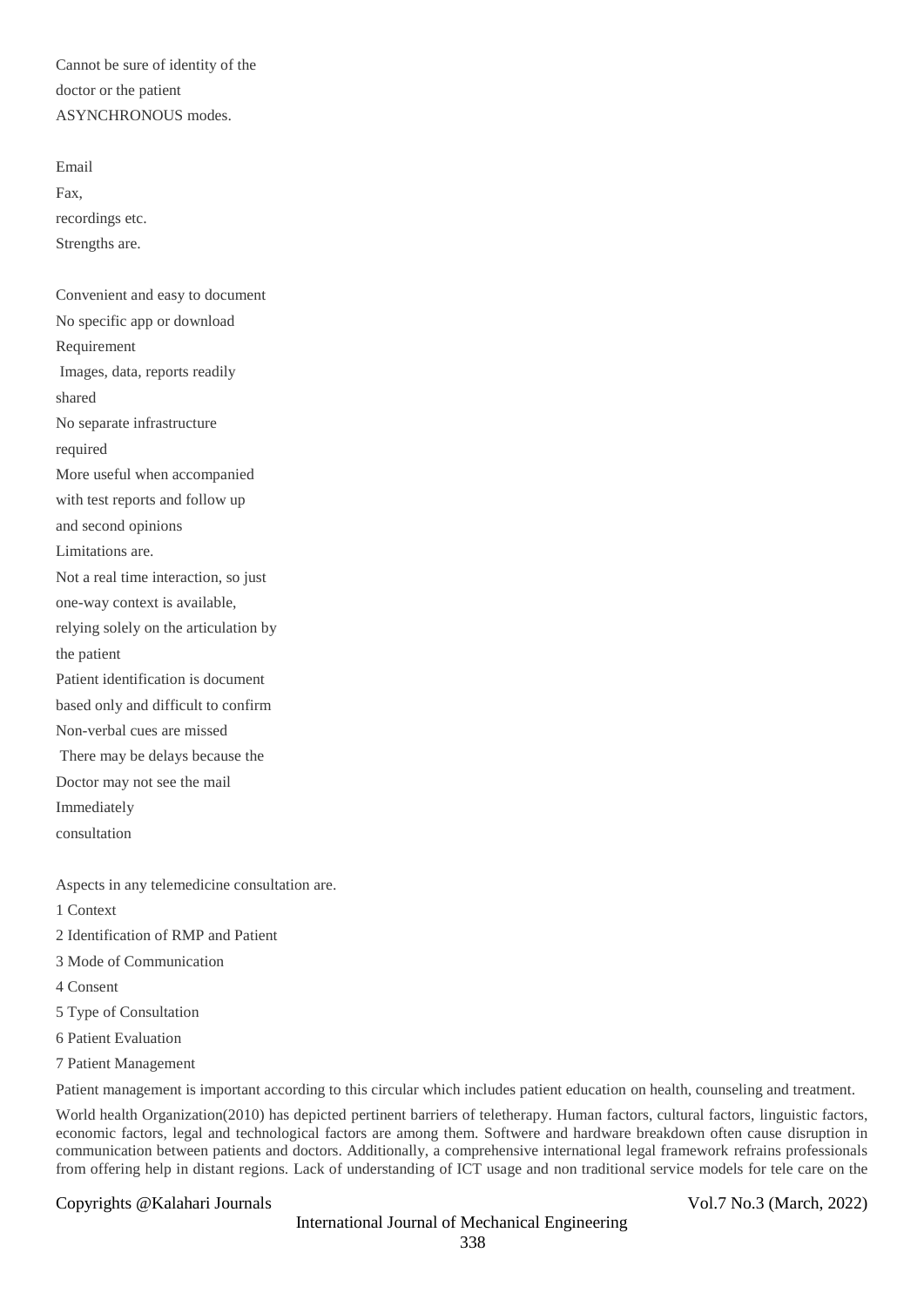Cannot be sure of identity of the
doctor or the patient
ASYNCHRONOUS modes.

Email
Fax,
recordings etc.
Strengths are.

Convenient and easy to document
No specific app or download
Requirement
Images, data, reports readily
shared
No separate infrastructure
required
More useful when accompanied
with test reports and follow up
and second opinions
Limitations are.
Not a real time interaction, so just
one-way context is available,
relying solely on the articulation by
the patient
Patient identification is document
based only and difficult to confirm
Non-verbal cues are missed
There may be delays because the
Doctor may not see the mail
Immediately
consultation

Aspects in any telemedicine consultation are.

1 Context
2 Identification of RMP and Patient
3 Mode of Communication
4 Consent
5 Type of Consultation
6 Patient Evaluation
7 Patient Management

Patient management is important according to this circular which includes patient education on health, counseling and treatment.

World health Organization(2010) has depicted pertinent barriers of teletherapy. Human factors, cultural factors, linguistic factors, economic factors, legal and technological factors are among them. Softwere and hardware breakdown often cause disruption in communication between patients and doctors. Additionally, a comprehensive international legal framework refrains professionals from offering help in distant regions. Lack of understanding of ICT usage and non traditional service models for tele care on the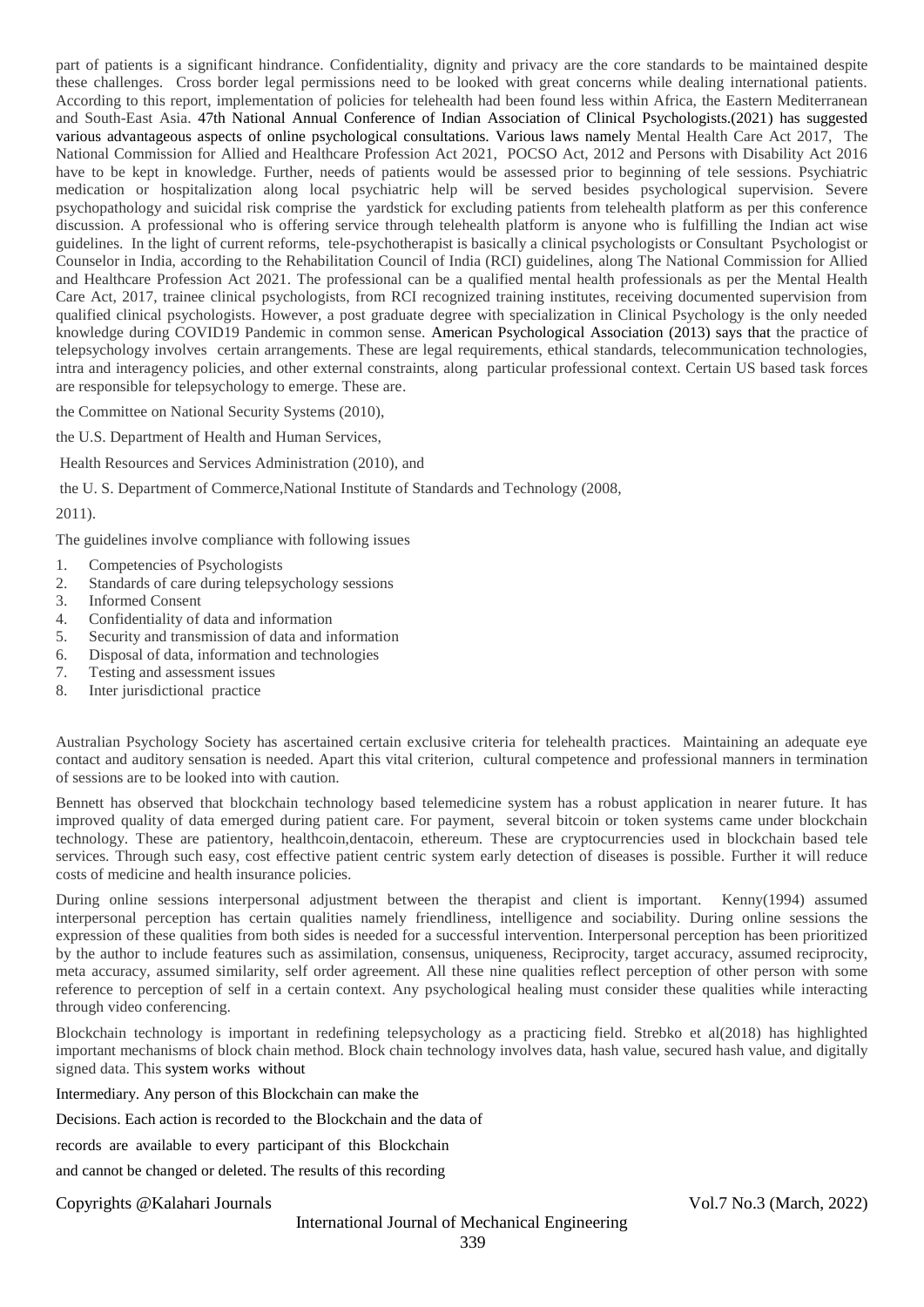part of patients is a significant hindrance. Confidentiality, dignity and privacy are the core standards to be maintained despite these challenges. Cross border legal permissions need to be looked with great concerns while dealing international patients. According to this report, implementation of policies for telehealth had been found less within Africa, the Eastern Mediterranean and South-East Asia. 47th National Annual Conference of Indian Association of Clinical Psychologists.(2021) has suggested various advantageous aspects of online psychological consultations. Various laws namely Mental Health Care Act 2017, The National Commission for Allied and Healthcare Profession Act 2021, POCSO Act, 2012 and Persons with Disability Act 2016 have to be kept in knowledge. Further, needs of patients would be assessed prior to beginning of tele sessions. Psychiatric medication or hospitalization along local psychiatric help will be served besides psychological supervision. Severe psychopathology and suicidal risk comprise the yardstick for excluding patients from telehealth platform as per this conference discussion. A professional who is offering service through telehealth platform is anyone who is fulfilling the Indian act wise guidelines. In the light of current reforms, tele-psychotherapist is basically a clinical psychologists or Consultant Psychologist or Counselor in India, according to the Rehabilitation Council of India (RCI) guidelines, along The National Commission for Allied and Healthcare Profession Act 2021. The professional can be a qualified mental health professionals as per the Mental Health Care Act, 2017, trainee clinical psychologists, from RCI recognized training institutes, receiving documented supervision from qualified clinical psychologists. However, a post graduate degree with specialization in Clinical Psychology is the only needed knowledge during COVID19 Pandemic in common sense. American Psychological Association (2013) says that the practice of telepsychology involves certain arrangements. These are legal requirements, ethical standards, telecommunication technologies, intra and interagency policies, and other external constraints, along particular professional context. Certain US based task forces are responsible for telepsychology to emerge. These are.

the Committee on National Security Systems (2010),

the U.S. Department of Health and Human Services,

Health Resources and Services Administration (2010), and

the U. S. Department of Commerce,National Institute of Standards and Technology (2008,

2011).

The guidelines involve compliance with following issues

1. Competencies of Psychologists
2. Standards of care during telepsychology sessions
3. Informed Consent
4. Confidentiality of data and information
5. Security and transmission of data and information
6. Disposal of data, information and technologies
7. Testing and assessment issues
8. Inter jurisdictional practice

Australian Psychology Society has ascertained certain exclusive criteria for telehealth practices. Maintaining an adequate eye contact and auditory sensation is needed. Apart this vital criterion, cultural competence and professional manners in termination of sessions are to be looked into with caution.

Bennett has observed that blockchain technology based telemedicine system has a robust application in nearer future. It has improved quality of data emerged during patient care. For payment, several bitcoin or token systems came under blockchain technology. These are patientory, healthcoin,dentacoin, ethereum. These are cryptocurrencies used in blockchain based tele services. Through such easy, cost effective patient centric system early detection of diseases is possible. Further it will reduce costs of medicine and health insurance policies.

During online sessions interpersonal adjustment between the therapist and client is important. Kenny(1994) assumed interpersonal perception has certain qualities namely friendliness, intelligence and sociability. During online sessions the expression of these qualities from both sides is needed for a successful intervention. Interpersonal perception has been prioritized by the author to include features such as assimilation, consensus, uniqueness, Reciprocity, target accuracy, assumed reciprocity, meta accuracy, assumed similarity, self order agreement. All these nine qualities reflect perception of other person with some reference to perception of self in a certain context. Any psychological healing must consider these qualities while interacting through video conferencing.

Blockchain technology is important in redefining telepsychology as a practicing field. Strebko et al(2018) has highlighted important mechanisms of block chain method. Block chain technology involves data, hash value, secured hash value, and digitally signed data. This system works without

Intermediary. Any person of this Blockchain can make the

Decisions. Each action is recorded to the Blockchain and the data of

records are available to every participant of this Blockchain

and cannot be changed or deleted. The results of this recording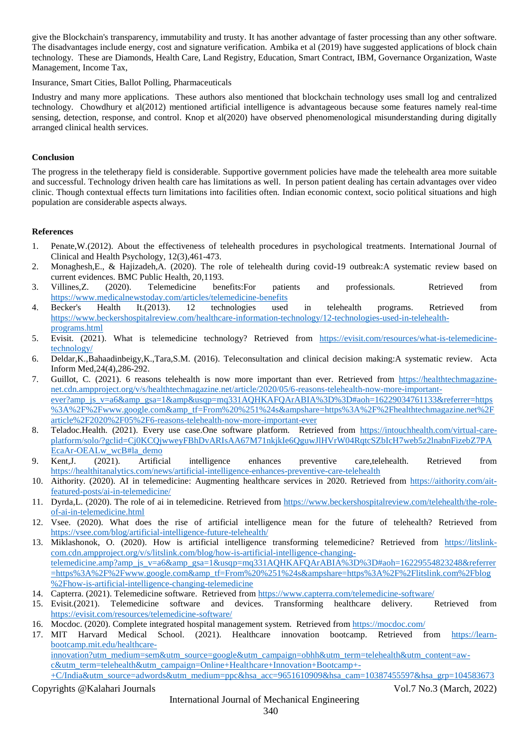give the Blockchain's transparency, immutability and trusty. It has another advantage of faster processing than any other software. The disadvantages include energy, cost and signature verification. Ambika et al (2019) have suggested applications of block chain technology. These are Diamonds, Health Care, Land Registry, Education, Smart Contract, IBM, Governance Organization, Waste Management, Income Tax,

Insurance, Smart Cities, Ballot Polling, Pharmaceuticals

Industry and many more applications. These authors also mentioned that blockchain technology uses small log and centralized technology. Chowdhury et al(2012) mentioned artificial intelligence is advantageous because some features namely real-time sensing, detection, response, and control. Knop et al(2020) have observed phenomenological misunderstanding during digitally arranged clinical health services.

**Conclusion**

The progress in the teletherapy field is considerable. Supportive government policies have made the telehealth area more suitable and successful. Technology driven health care has limitations as well. In person patient dealing has certain advantages over video clinic. Though contextual effects turn limitations into facilities often. Indian economic context, socio political situations and high population are considerable aspects always.

**References**

1. Penate,W.(2012). About the effectiveness of telehealth procedures in psychological treatments. International Journal of Clinical and Health Psychology, 12(3),461-473.
2. Monaghesh,E., & Hajizadeh,A. (2020). The role of telehealth during covid-19 outbreak:A systematic review based on current evidences. BMC Public Health, 20,1193.
3. Villines,Z. (2020). Telemedicine benefits:For patients and professionals. Retrieved from https://www.medicalnewstoday.com/articles/telemedicine-benefits
4. Becker's Health It.(2013). 12 technologies used in telehealth programs. Retrieved from https://www.beckershospitalreview.com/healthcare-information-technology/12-technologies-used-in-telehealth-programs.html
5. Evisit. (2021). What is telemedicine technology? Retrieved from https://evisit.com/resources/what-is-telemedicine-technology/
6. Deldar,K.,Bahaadinbeigy,K.,Tara,S.M. (2016). Teleconsultation and clinical decision making:A systematic review. Acta Inform Med,24(4),286-292.
7. Guillot, C. (2021). 6 reasons telehealth is now more important than ever. Retrieved from https://healthtechmagazine-net.cdn.ampproject.org/v/s/healthtechmagazine.net/article/2020/05/6-reasons-telehealth-now-more-important-ever?amp_js_v=a6&amp_gsa=1&amp;usqp=mq331AQHKAFQArABIA%3D%3D#aoh=16229034761133&referrer=https%3A%2F%2Fwww.google.com&amp_tf=From%20%251%24s&ampshare=https%3A%2F%2Fhealthtechmagazine.net%2Farticle%2F2020%2F05%2F6-reasons-telehealth-now-more-important-ever
8. Teladoc.Health. (2021). Every use case.One software platform. Retrieved from https://intouchhealth.com/virtual-care-platform/solo/?gclid=Cj0KCQjwweyFBhDvARIsAA67M71nkjkIe6QguwJlHVrW04RqtcSZbIcH7web5z2lnabnFizebZ7PAEcaAr-OEALw_wcB#la_demo
9. Kent,J. (2021). Artificial intelligence enhances preventive care,telehealth. Retrieved from https://healthitanalytics.com/news/artificial-intelligence-enhances-preventive-care-telehealth
10. Aithority. (2020). AI in telemedicine: Augmenting healthcare services in 2020. Retrieved from https://aithority.com/ait-featured-posts/ai-in-telemedicine/
11. Dyrda,L. (2020). The role of ai in telemedicine. Retrieved from https://www.beckershospitalreview.com/telehealth/the-role-of-ai-in-telemedicine.html
12. Vsee. (2020). What does the rise of artificial intelligence mean for the future of telehealth? Retrieved from https://vsee.com/blog/artificial-intelligence-future-telehealth/
13. Miklashonok, O. (2020). How is artificial intelligence transforming telemedicine? Retrieved from https://litslink-com.cdn.ampproject.org/v/s/litslink.com/blog/how-is-artificial-intelligence-changing-telemedicine.amp?amp_js_v=a6&amp_gsa=1&usqp=mq331AQHKAFQArABIA%3D%3D#aoh=16229554823248&referrer=https%3A%2F%2Fwww.google.com&amp_tf=From%20%251%24s&ampshare=https%3A%2F%2Flitslink.com%2Fblog%2Fhow-is-artificial-intelligence-changing-telemedicine
14. Capterra. (2021). Telemedicine software. Retrieved from https://www.capterra.com/telemedicine-software/
15. Evisit.(2021). Telemedicine software and devices. Transforming healthcare delivery. Retrieved from https://evisit.com/resources/telemedicine-software/
16. Mocdoc. (2020). Complete integrated hospital management system. Retrieved from https://mocdoc.com/
17. MIT Harvard Medical School. (2021). Healthcare innovation bootcamp. Retrieved from https://learn-bootcamp.mit.edu/healthcare-innovation?utm_medium=sem&utm_source=google&utm_campaign=obhh&utm_term=telehealth&utm_content=aw-c&utm_term=telehealth&utm_campaign=Online+Healthcare+Innovation+Bootcamp+-+C/India&utm_source=adwords&utm_medium=ppc&hsa_acc=9651610909&hsa_cam=10387455597&hsa_grp=104583673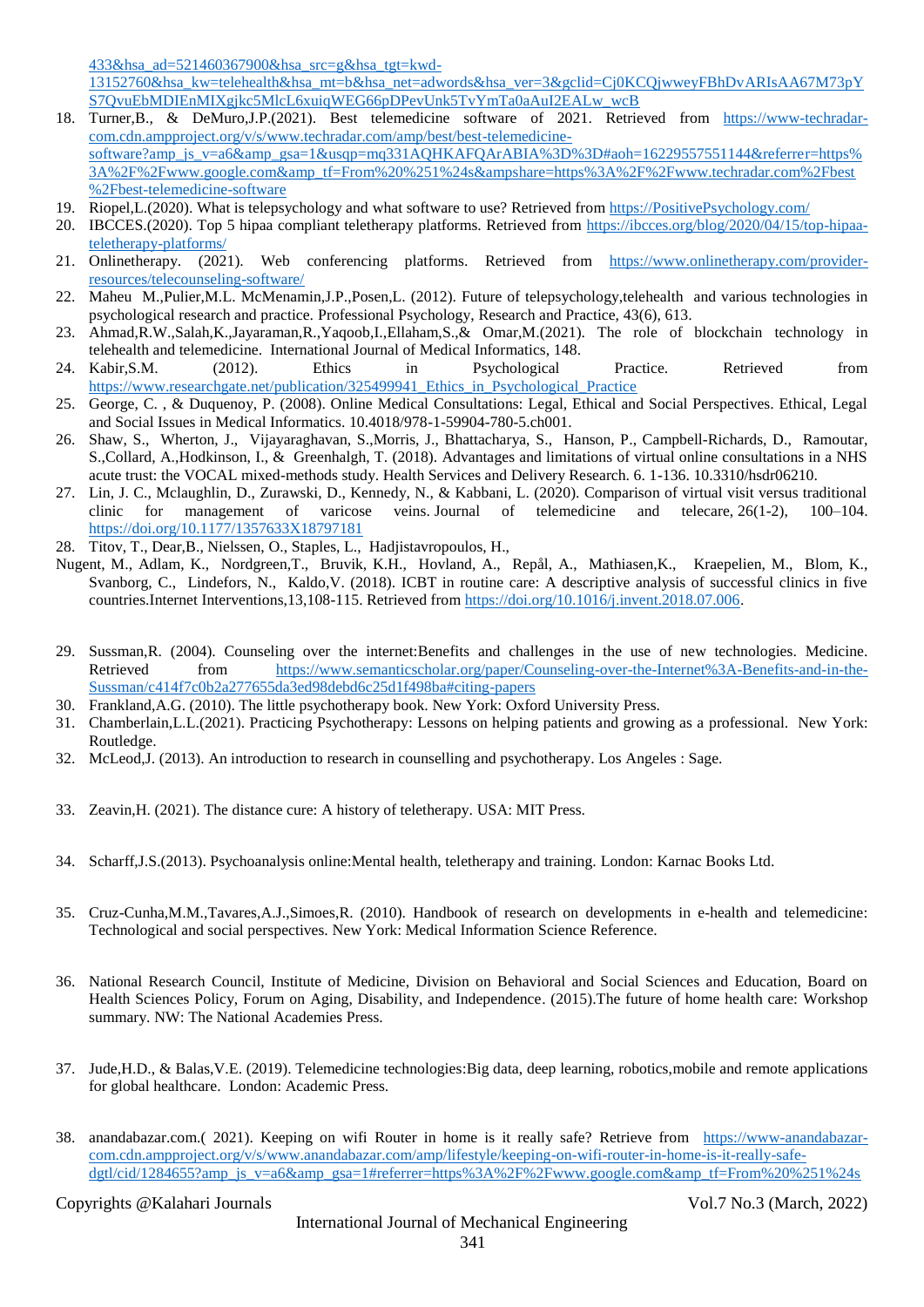433&hsa_ad=521460367900&hsa_src=g&hsa_tgt=kwd-13152760&hsa_kw=telehealth&hsa_mt=b&hsa_net=adwords&hsa_ver=3&gclid=Cj0KCQjwweyFBhDvARIsAA67M73pYS7QvuEbMDIEnMIXgjkc5MlcL6xuiqWEG66pDPevUnk5TvYmTa0aAuI2EALw_wcB

18. Turner,B., & DeMuro,J.P.(2021). Best telemedicine software of 2021. Retrieved from https://www-techradar-com.cdn.ampproject.org/v/s/www.techradar.com/amp/best/best-telemedicine-software?amp_js_v=a6&amp_gsa=1&usqp=mq331AQHKAFQArABIA%3D%3D#aoh=16229557551144&referrer=https%3A%2F%2Fwww.google.com&amp_tf=From%20%251%24s&ampshare=https%3A%2F%2Fwww.techradar.com%2Fbest%2Fbest-telemedicine-software
19. Riopel,L.(2020). What is telepsychology and what software to use? Retrieved from https://PositivePsychology.com/
20. IBCCES.(2020). Top 5 hipaa compliant teletherapy platforms. Retrieved from https://ibcces.org/blog/2020/04/15/top-hipaa-teletherapy-platforms/
21. Onlinetherapy. (2021). Web conferencing platforms. Retrieved from https://www.onlinetherapy.com/provider-resources/telecounseling-software/
22. Maheu M.,Pulier,M.L. McMenamin,J.P.,Posen,L. (2012). Future of telepsychology,telehealth and various technologies in psychological research and practice. Professional Psychology, Research and Practice, 43(6), 613.
23. Ahmad,R.W.,Salah,K.,Jayaraman,R.,Yaqoob,I.,Ellaham,S.,& Omar,M.(2021). The role of blockchain technology in telehealth and telemedicine. International Journal of Medical Informatics, 148.
24. Kabir,S.M. (2012). Ethics in Psychological Practice. Retrieved from https://www.researchgate.net/publication/325499941_Ethics_in_Psychological_Practice
25. George, C. , & Duquenoy, P. (2008). Online Medical Consultations: Legal, Ethical and Social Perspectives. Ethical, Legal and Social Issues in Medical Informatics. 10.4018/978-1-59904-780-5.ch001.
26. Shaw, S., Wherton, J., Vijayaraghavan, S.,Morris, J., Bhattacharya, S., Hanson, P., Campbell-Richards, D., Ramoutar, S.,Collard, A.,Hodkinson, I., & Greenhalgh, T. (2018). Advantages and limitations of virtual online consultations in a NHS acute trust: the VOCAL mixed-methods study. Health Services and Delivery Research. 6. 1-136. 10.3310/hsdr06210.
27. Lin, J. C., Mclaughlin, D., Zurawski, D., Kennedy, N., & Kabbani, L. (2020). Comparison of virtual visit versus traditional clinic for management of varicose veins. Journal of telemedicine and telecare, 26(1-2), 100–104. https://doi.org/10.1177/1357633X18797181
28. Titov, T., Dear,B., Nielssen, O., Staples, L., Hadjistavropoulos, H.,

Nugent, M., Adlam, K., Nordgreen,T., Bruvik, K.H., Hovland, A., Repål, A., Mathiasen,K., Kraepelien, M., Blom, K., Svanborg, C., Lindefors, N., Kaldo,V. (2018). ICBT in routine care: A descriptive analysis of successful clinics in five countries.Internet Interventions,13,108-115. Retrieved from https://doi.org/10.1016/j.invent.2018.07.006.

29. Sussman,R. (2004). Counseling over the internet:Benefits and challenges in the use of new technologies. Medicine. Retrieved from https://www.semanticscholar.org/paper/Counseling-over-the-Internet%3A-Benefits-and-in-the-Sussman/c414f7c0b2a277655da3ed98debd6c25d1f498ba#citing-papers
30. Frankland,A.G. (2010). The little psychotherapy book. New York: Oxford University Press.
31. Chamberlain,L.L.(2021). Practicing Psychotherapy: Lessons on helping patients and growing as a professional. New York: Routledge.
32. McLeod,J. (2013). An introduction to research in counselling and psychotherapy. Los Angeles : Sage.
33. Zeavin,H. (2021). The distance cure: A history of teletherapy. USA: MIT Press.
34. Scharff,J.S.(2013). Psychoanalysis online:Mental health, teletherapy and training. London: Karnac Books Ltd.
35. Cruz-Cunha,M.M.,Tavares,A.J.,Simoes,R. (2010). Handbook of research on developments in e-health and telemedicine: Technological and social perspectives. New York: Medical Information Science Reference.
36. National Research Council, Institute of Medicine, Division on Behavioral and Social Sciences and Education, Board on Health Sciences Policy, Forum on Aging, Disability, and Independence. (2015).The future of home health care: Workshop summary. NW: The National Academies Press.
37. Jude,H.D., & Balas,V.E. (2019). Telemedicine technologies:Big data, deep learning, robotics,mobile and remote applications for global healthcare. London: Academic Press.
38. anandabazar.com.( 2021). Keeping on wifi Router in home is it really safe? Retrieve from https://www-anandabazar-com.cdn.ampproject.org/v/s/www.anandabazar.com/amp/lifestyle/keeping-on-wifi-router-in-home-is-it-really-safe-dgtl/cid/1284655?amp_js_v=a6&amp_gsa=1#referrer=https%3A%2F%2Fwww.google.com&amp_tf=From%20%251%24s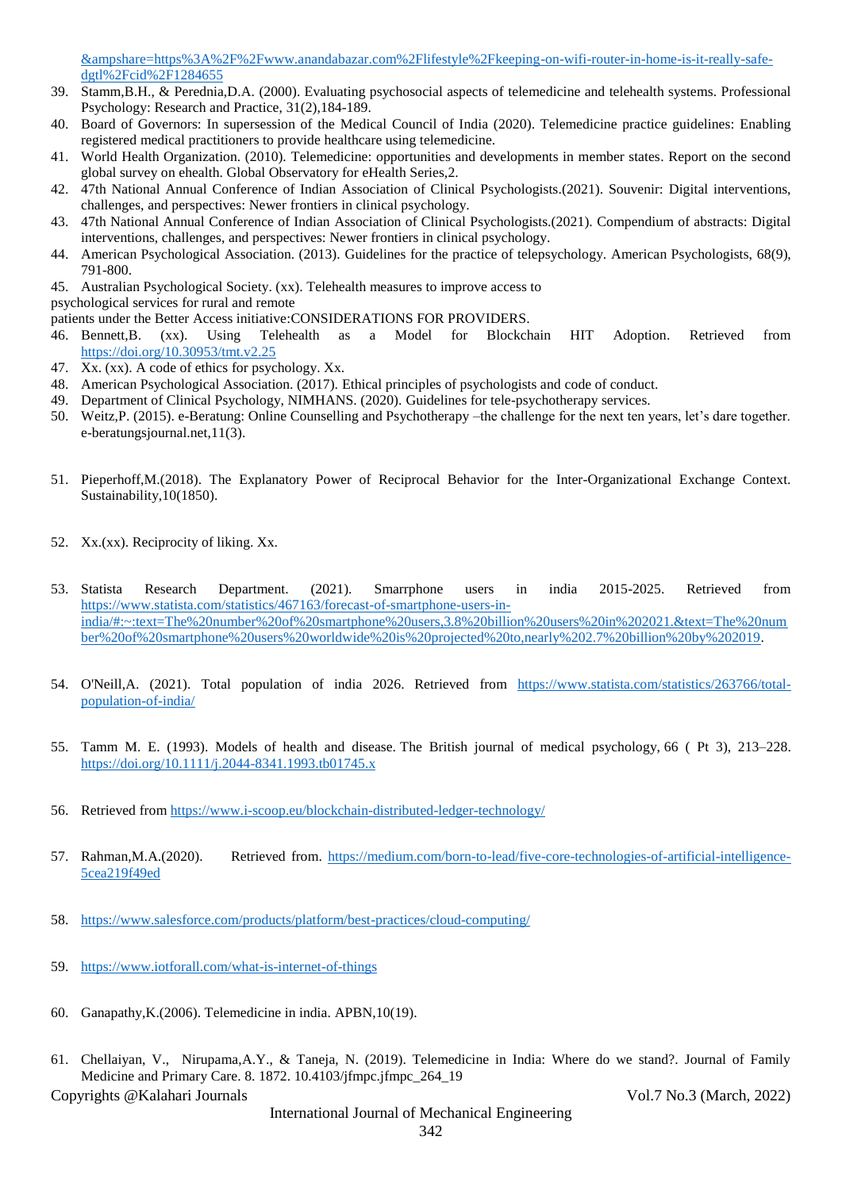&ampshare=https%3A%2F%2Fwww.anandabazar.com%2Flifestyle%2Fkeeping-on-wifi-router-in-home-is-it-really-safe-dgtl%2Fcid%2F1284655

39. Stamm,B.H., & Perednia,D.A. (2000). Evaluating psychosocial aspects of telemedicine and telehealth systems. Professional Psychology: Research and Practice, 31(2),184-189.
40. Board of Governors: In supersession of the Medical Council of India (2020). Telemedicine practice guidelines: Enabling registered medical practitioners to provide healthcare using telemedicine.
41. World Health Organization. (2010). Telemedicine: opportunities and developments in member states. Report on the second global survey on ehealth. Global Observatory for eHealth Series,2.
42. 47th National Annual Conference of Indian Association of Clinical Psychologists.(2021). Souvenir: Digital interventions, challenges, and perspectives: Newer frontiers in clinical psychology.
43. 47th National Annual Conference of Indian Association of Clinical Psychologists.(2021). Compendium of abstracts: Digital interventions, challenges, and perspectives: Newer frontiers in clinical psychology.
44. American Psychological Association. (2013). Guidelines for the practice of telepsychology. American Psychologists, 68(9), 791-800.
45. Australian Psychological Society. (xx). Telehealth measures to improve access to psychological services for rural and remote patients under the Better Access initiative:CONSIDERATIONS FOR PROVIDERS.
46. Bennett,B. (xx). Using Telehealth as a Model for Blockchain HIT Adoption. Retrieved from https://doi.org/10.30953/tmt.v2.25
47. Xx. (xx). A code of ethics for psychology. Xx.
48. American Psychological Association. (2017). Ethical principles of psychologists and code of conduct.
49. Department of Clinical Psychology, NIMHANS. (2020). Guidelines for tele-psychotherapy services.
50. Weitz,P. (2015). e-Beratung: Online Counselling and Psychotherapy –the challenge for the next ten years, let's dare together. e-beratungsjournal.net,11(3).
51. Pieperhoff,M.(2018). The Explanatory Power of Reciprocal Behavior for the Inter-Organizational Exchange Context. Sustainability,10(1850).
52. Xx.(xx). Reciprocity of liking. Xx.
53. Statista Research Department. (2021). Smarrphone users in india 2015-2025. Retrieved from https://www.statista.com/statistics/467163/forecast-of-smartphone-users-in-india/#:~:text=The%20number%20of%20smartphone%20users,3.8%20billion%20users%20in%202021.&text=The%20number%20of%20smartphone%20users%20worldwide%20is%20projected%20to,nearly%202.7%20billion%20by%202019.
54. O'Neill,A. (2021). Total population of india 2026. Retrieved from https://www.statista.com/statistics/263766/total-population-of-india/
55. Tamm M. E. (1993). Models of health and disease. The British journal of medical psychology, 66 ( Pt 3), 213–228. https://doi.org/10.1111/j.2044-8341.1993.tb01745.x
56. Retrieved from https://www.i-scoop.eu/blockchain-distributed-ledger-technology/
57. Rahman,M.A.(2020). Retrieved from. https://medium.com/born-to-lead/five-core-technologies-of-artificial-intelligence-5cea219f49ed
58. https://www.salesforce.com/products/platform/best-practices/cloud-computing/
59. https://www.iotforall.com/what-is-internet-of-things
60. Ganapathy,K.(2006). Telemedicine in india. APBN,10(19).
61. Chellaiyan, V., Nirupama,A.Y., & Taneja, N. (2019). Telemedicine in India: Where do we stand?. Journal of Family Medicine and Primary Care. 8. 1872. 10.4103/jfmpc.jfmpc_264_19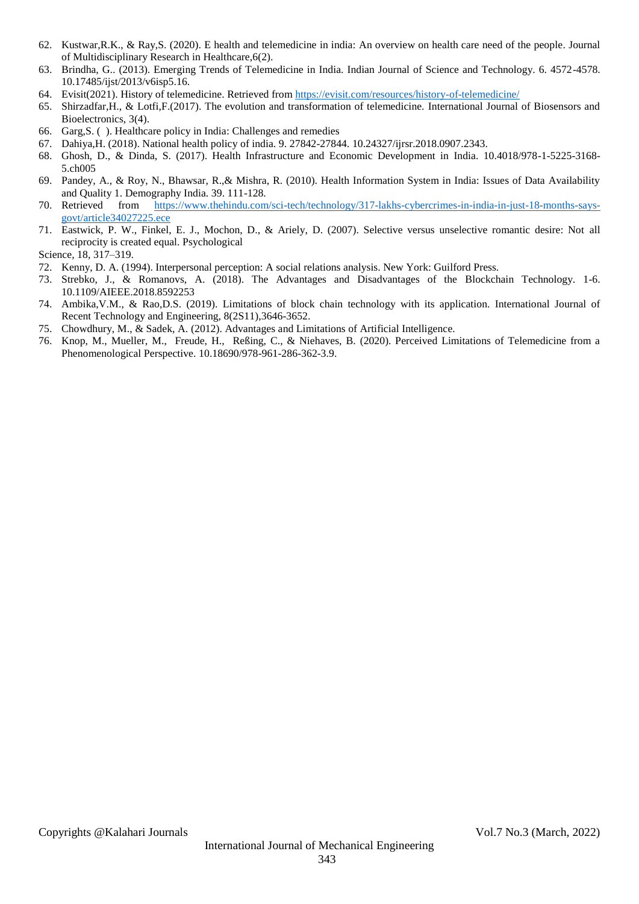62. Kustwar,R.K., & Ray,S. (2020). E health and telemedicine in india: An overview on health care need of the people. Journal of Multidisciplinary Research in Healthcare,6(2).
63. Brindha, G.. (2013). Emerging Trends of Telemedicine in India. Indian Journal of Science and Technology. 6. 4572-4578. 10.17485/ijst/2013/v6isp5.16.
64. Evisit(2021). History of telemedicine. Retrieved from https://evisit.com/resources/history-of-telemedicine/
65. Shirzadfar,H., & Lotfi,F.(2017). The evolution and transformation of telemedicine. International Journal of Biosensors and Bioelectronics, 3(4).
66. Garg,S. ( ). Healthcare policy in India: Challenges and remedies
67. Dahiya,H. (2018). National health policy of india. 9. 27842-27844. 10.24327/ijrsr.2018.0907.2343.
68. Ghosh, D., & Dinda, S. (2017). Health Infrastructure and Economic Development in India. 10.4018/978-1-5225-3168-5.ch005
69. Pandey, A., & Roy, N., Bhawsar, R.,& Mishra, R. (2010). Health Information System in India: Issues of Data Availability and Quality 1. Demography India. 39. 111-128.
70. Retrieved from https://www.thehindu.com/sci-tech/technology/317-lakhs-cybercrimes-in-india-in-just-18-months-says-govt/article34027225.ece
71. Eastwick, P. W., Finkel, E. J., Mochon, D., & Ariely, D. (2007). Selective versus unselective romantic desire: Not all reciprocity is created equal. Psychological

Science, 18, 317–319.

72. Kenny, D. A. (1994). Interpersonal perception: A social relations analysis. New York: Guilford Press.
73. Strebko, J., & Romanovs, A. (2018). The Advantages and Disadvantages of the Blockchain Technology. 1-6. 10.1109/AIEEE.2018.8592253
74. Ambika,V.M., & Rao,D.S. (2019). Limitations of block chain technology with its application. International Journal of Recent Technology and Engineering, 8(2S11),3646-3652.
75. Chowdhury, M., & Sadek, A. (2012). Advantages and Limitations of Artificial Intelligence.
76. Knop, M., Mueller, M., Freude, H., Reßing, C., & Niehaves, B. (2020). Perceived Limitations of Telemedicine from a Phenomenological Perspective. 10.18690/978-961-286-362-3.9.